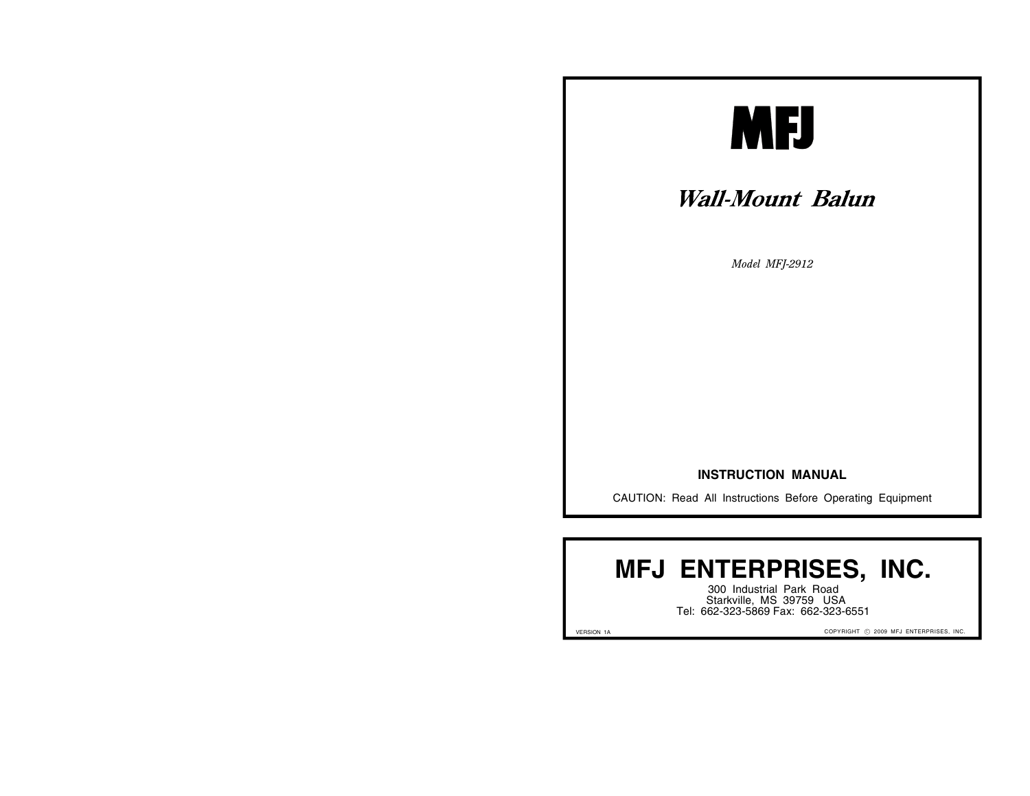# MFJ

## *Wall-Mount Balun*

*Model MFJ-2912*

**INSTRUCTION MANUAL**

CAUTION: Read All Instructions Before Operating Equipment

# MFJ ENTERPRISES, INC.

300 Industrial Park Road
Starkville, MS 39759 USA
Tel: 662-323-5869 Fax: 662-323-6551

VERSION 1A

COPYRIGHT © 2009 MFJ ENTERPRISES, INC.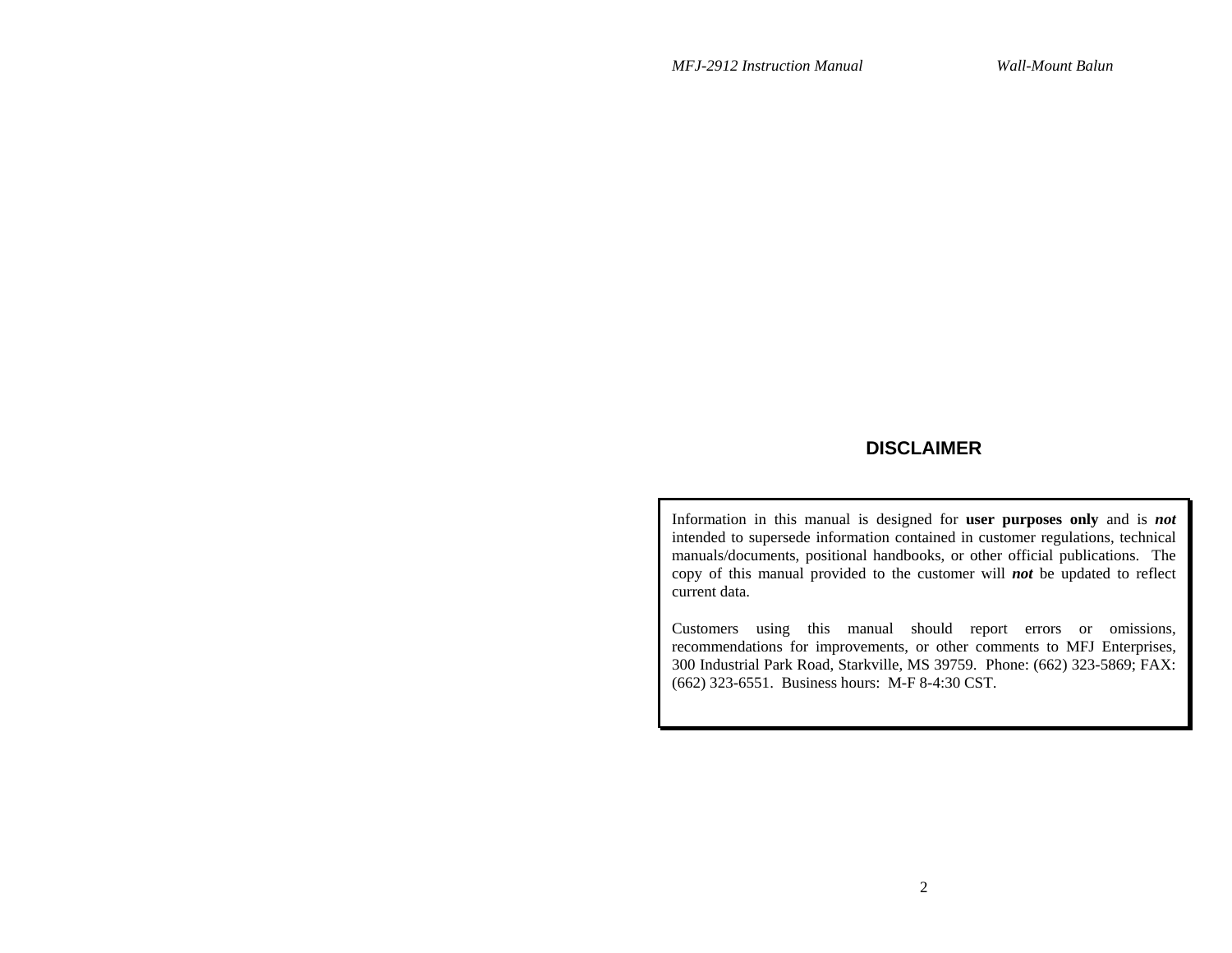## DISCLAIMER

Information in this manual is designed for **user purposes only** and is ***not*** intended to supersede information contained in customer regulations, technical manuals/documents, positional handbooks, or other official publications. The copy of this manual provided to the customer will ***not*** be updated to reflect current data.

Customers using this manual should report errors or omissions, recommendations for improvements, or other comments to MFJ Enterprises, 300 Industrial Park Road, Starkville, MS 39759. Phone: (662) 323-5869; FAX: (662) 323-6551. Business hours: M-F 8-4:30 CST.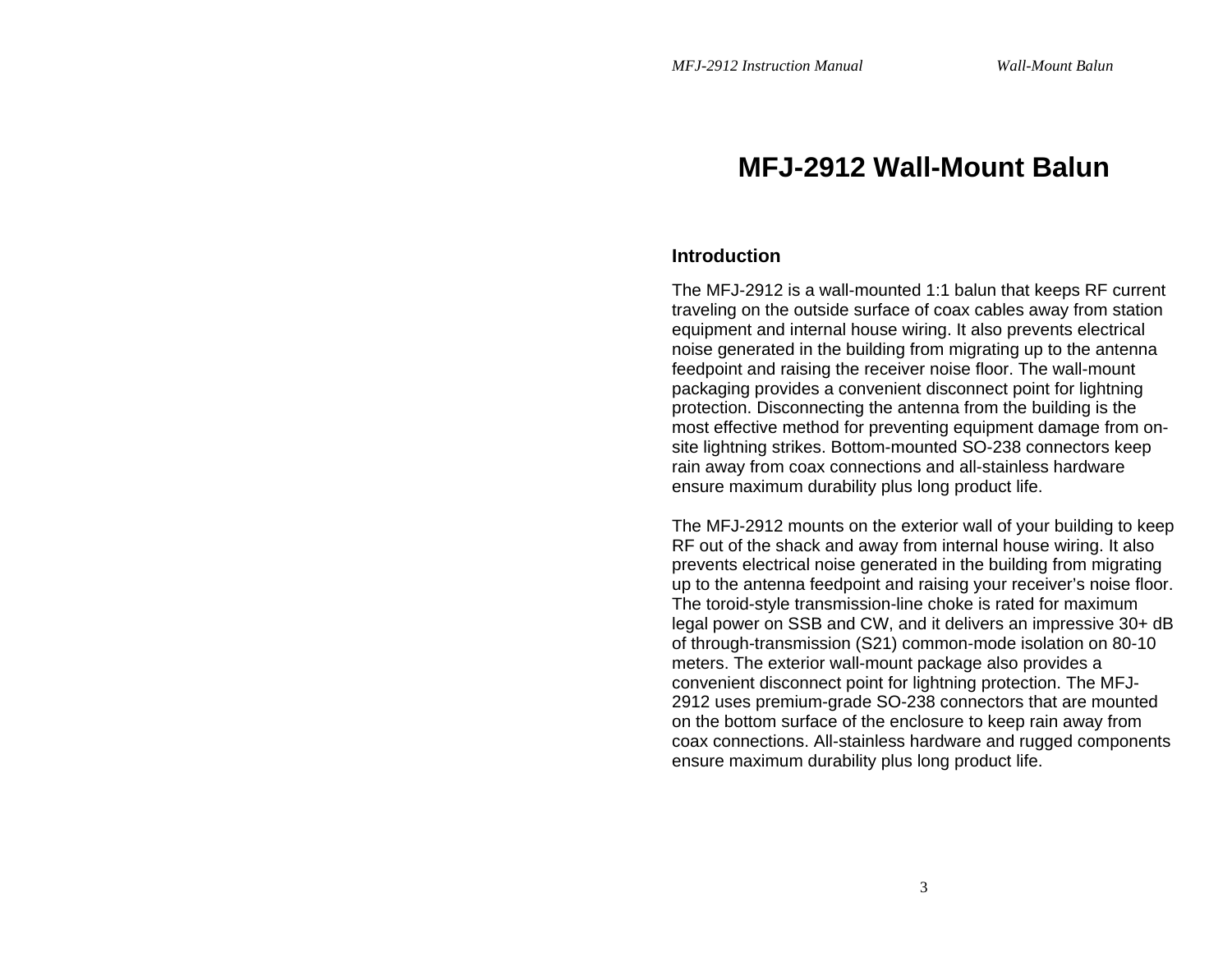# MFJ-2912 Wall-Mount Balun

## Introduction

The MFJ-2912 is a wall-mounted 1:1 balun that keeps RF current traveling on the outside surface of coax cables away from station equipment and internal house wiring. It also prevents electrical noise generated in the building from migrating up to the antenna feedpoint and raising the receiver noise floor. The wall-mount packaging provides a convenient disconnect point for lightning protection. Disconnecting the antenna from the building is the most effective method for preventing equipment damage from on-site lightning strikes. Bottom-mounted SO-238 connectors keep rain away from coax connections and all-stainless hardware ensure maximum durability plus long product life.

The MFJ-2912 mounts on the exterior wall of your building to keep RF out of the shack and away from internal house wiring. It also prevents electrical noise generated in the building from migrating up to the antenna feedpoint and raising your receiver's noise floor. The toroid-style transmission-line choke is rated for maximum legal power on SSB and CW, and it delivers an impressive 30+ dB of through-transmission (S21) common-mode isolation on 80-10 meters. The exterior wall-mount package also provides a convenient disconnect point for lightning protection. The MFJ-2912 uses premium-grade SO-238 connectors that are mounted on the bottom surface of the enclosure to keep rain away from coax connections. All-stainless hardware and rugged components ensure maximum durability plus long product life.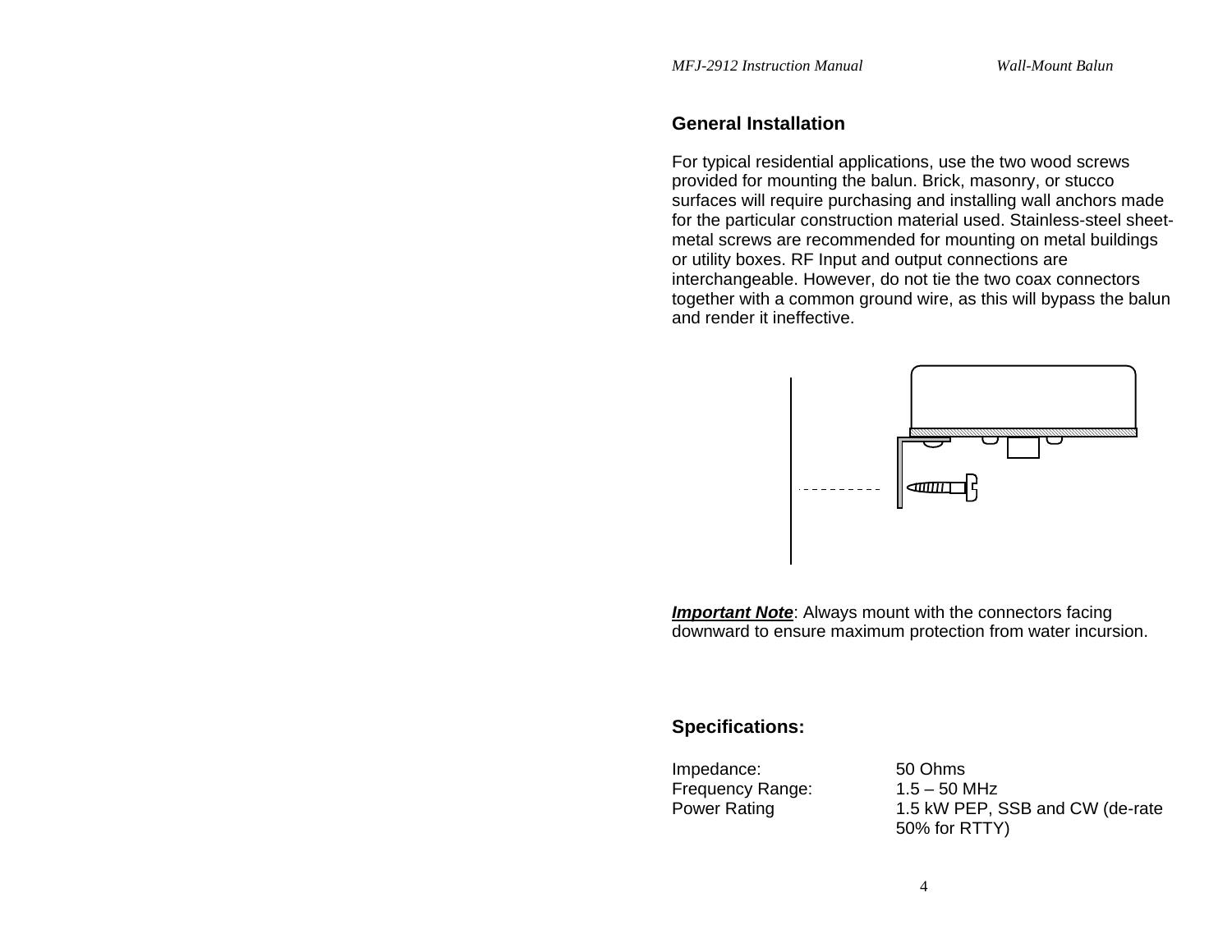## General Installation

For typical residential applications, use the two wood screws provided for mounting the balun. Brick, masonry, or stucco surfaces will require purchasing and installing wall anchors made for the particular construction material used. Stainless-steel sheet-metal screws are recommended for mounting on metal buildings or utility boxes. RF Input and output connections are interchangeable. However, do not tie the two coax connectors together with a common ground wire, as this will bypass the balun and render it ineffective.

***Important Note***: Always mount with the connectors facing downward to ensure maximum protection from water incursion.

## Specifications:

| | |
|---|---|
| Impedance: | 50 Ohms |
| Frequency Range: | 1.5 – 50 MHz |
| Power Rating | 1.5 kW PEP, SSB and CW (de-rate 50% for RTTY) |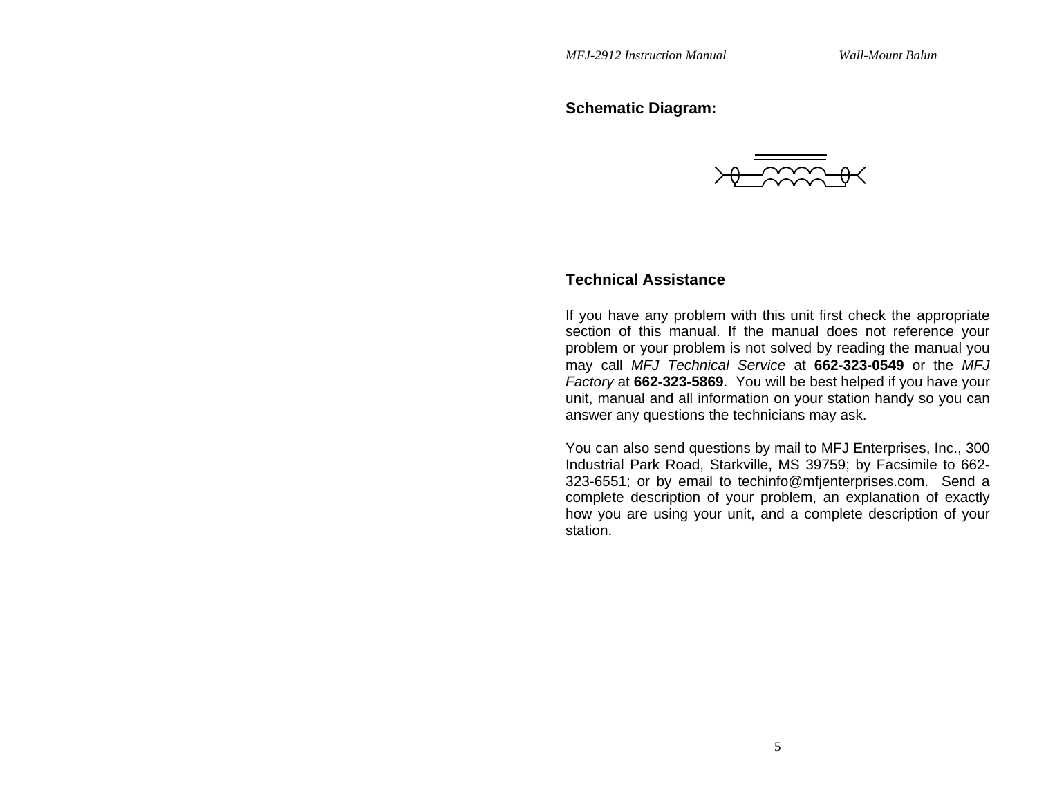## Schematic Diagram:

## Technical Assistance

If you have any problem with this unit first check the appropriate section of this manual. If the manual does not reference your problem or your problem is not solved by reading the manual you may call *MFJ Technical Service* at **662-323-0549** or the *MFJ Factory* at **662-323-5869**. You will be best helped if you have your unit, manual and all information on your station handy so you can answer any questions the technicians may ask.

You can also send questions by mail to MFJ Enterprises, Inc., 300 Industrial Park Road, Starkville, MS 39759; by Facsimile to 662-323-6551; or by email to techinfo@mfjenterprises.com. Send a complete description of your problem, an explanation of exactly how you are using your unit, and a complete description of your station.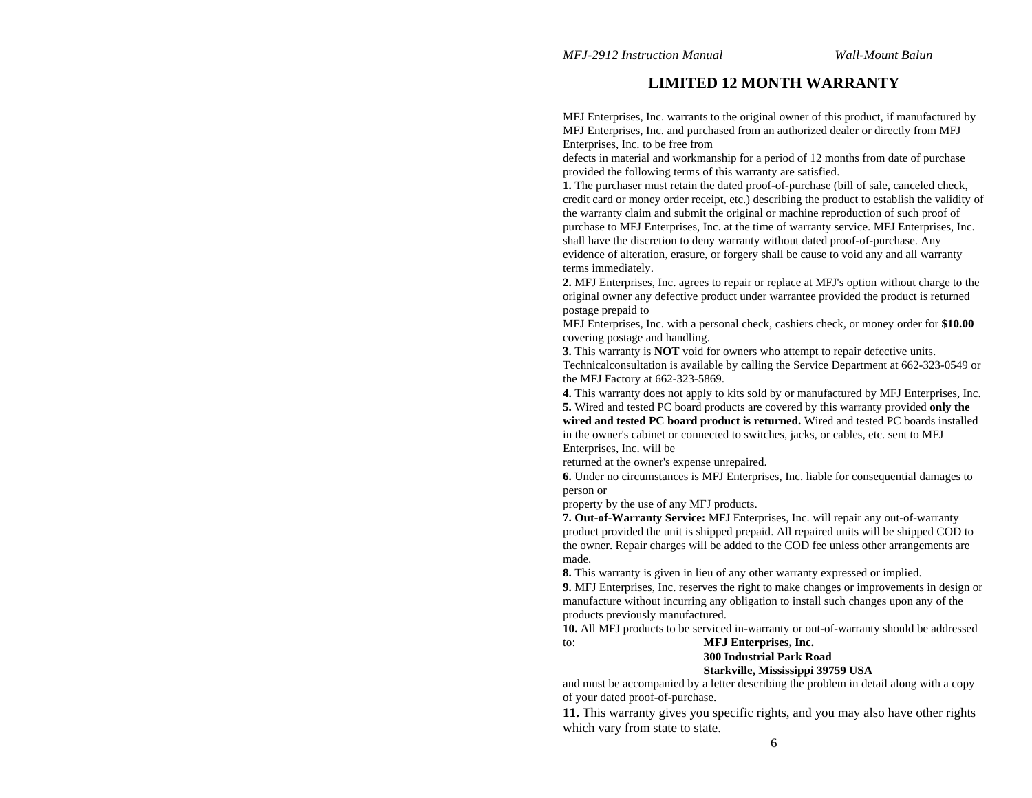# LIMITED 12 MONTH WARRANTY

MFJ Enterprises, Inc. warrants to the original owner of this product, if manufactured by MFJ Enterprises, Inc. and purchased from an authorized dealer or directly from MFJ Enterprises, Inc. to be free from defects in material and workmanship for a period of 12 months from date of purchase provided the following terms of this warranty are satisfied.

**1.** The purchaser must retain the dated proof-of-purchase (bill of sale, canceled check, credit card or money order receipt, etc.) describing the product to establish the validity of the warranty claim and submit the original or machine reproduction of such proof of purchase to MFJ Enterprises, Inc. at the time of warranty service. MFJ Enterprises, Inc. shall have the discretion to deny warranty without dated proof-of-purchase. Any evidence of alteration, erasure, or forgery shall be cause to void any and all warranty terms immediately.

**2.** MFJ Enterprises, Inc. agrees to repair or replace at MFJ's option without charge to the original owner any defective product under warrantee provided the product is returned postage prepaid to MFJ Enterprises, Inc. with a personal check, cashiers check, or money order for **$10.00** covering postage and handling.

**3.** This warranty is **NOT** void for owners who attempt to repair defective units. Technicalconsultation is available by calling the Service Department at 662-323-0549 or the MFJ Factory at 662-323-5869.

**4.** This warranty does not apply to kits sold by or manufactured by MFJ Enterprises, Inc.

**5.** Wired and tested PC board products are covered by this warranty provided **only the wired and tested PC board product is returned.** Wired and tested PC boards installed in the owner's cabinet or connected to switches, jacks, or cables, etc. sent to MFJ Enterprises, Inc. will be returned at the owner's expense unrepaired.

**6.** Under no circumstances is MFJ Enterprises, Inc. liable for consequential damages to person or property by the use of any MFJ products.

**7. Out-of-Warranty Service:** MFJ Enterprises, Inc. will repair any out-of-warranty product provided the unit is shipped prepaid. All repaired units will be shipped COD to the owner. Repair charges will be added to the COD fee unless other arrangements are made.

**8.** This warranty is given in lieu of any other warranty expressed or implied.

**9.** MFJ Enterprises, Inc. reserves the right to make changes or improvements in design or manufacture without incurring any obligation to install such changes upon any of the products previously manufactured.

**10.** All MFJ products to be serviced in-warranty or out-of-warranty should be addressed to:

**MFJ Enterprises, Inc.**
**300 Industrial Park Road**
**Starkville, Mississippi 39759 USA**

and must be accompanied by a letter describing the problem in detail along with a copy of your dated proof-of-purchase.

**11.** This warranty gives you specific rights, and you may also have other rights which vary from state to state.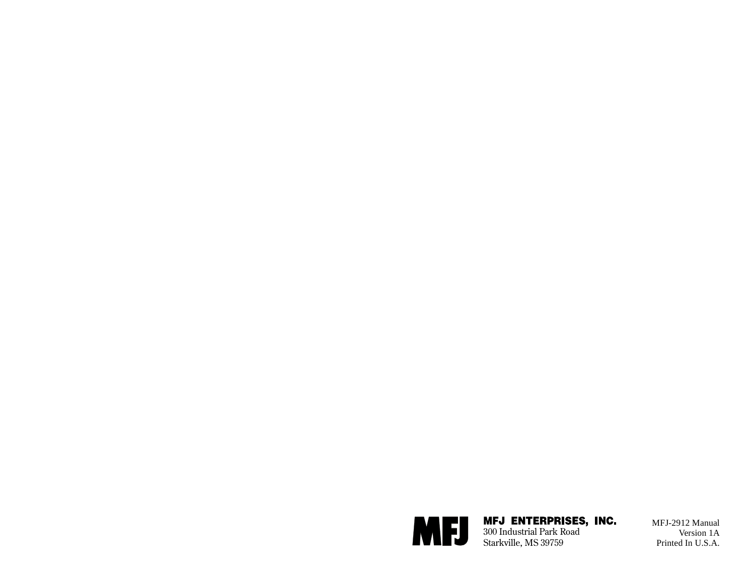MFJ

**MFJ ENTERPRISES, INC.**
300 Industrial Park Road
Starkville, MS 39759

MFJ-2912 Manual
Version 1A
Printed In U.S.A.